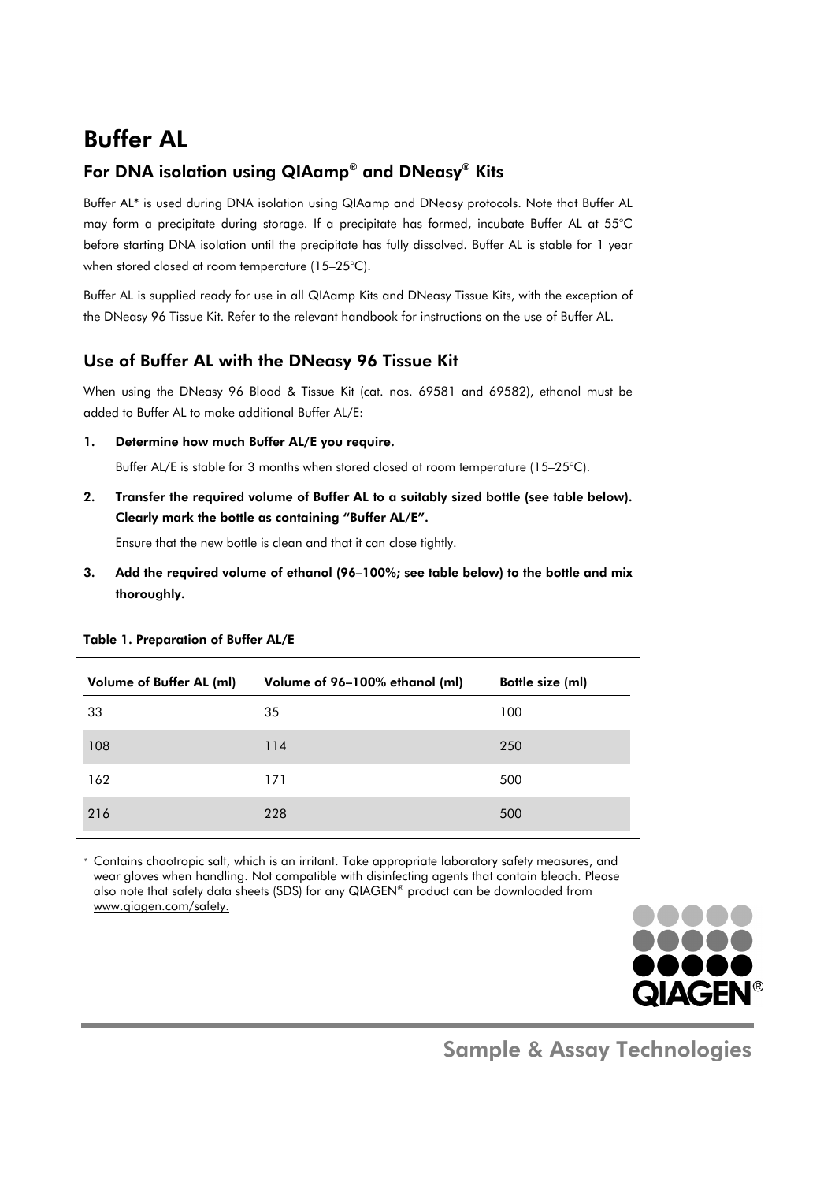# Buffer AL

## For DNA isolation using QIAamp® and DNeasy® Kits

Buffer AL* is used during DNA isolation using QIAamp and DNeasy protocols. Note that Buffer AL may form a precipitate during storage. If a precipitate has formed, incubate Buffer AL at 55°C before starting DNA isolation until the precipitate has fully dissolved. Buffer AL is stable for 1 year when stored closed at room temperature (15–25°C).

Buffer AL is supplied ready for use in all QIAamp Kits and DNeasy Tissue Kits, with the exception of the DNeasy 96 Tissue Kit. Refer to the relevant handbook for instructions on the use of Buffer AL.

## Use of Buffer AL with the DNeasy 96 Tissue Kit

When using the DNeasy 96 Blood & Tissue Kit (cat. nos. 69581 and 69582), ethanol must be added to Buffer AL to make additional Buffer AL/E:

1. **Determine how much Buffer AL/E you require.**

   Buffer AL/E is stable for 3 months when stored closed at room temperature (15–25°C).

2. **Transfer the required volume of Buffer AL to a suitably sized bottle (see table below). Clearly mark the bottle as containing "Buffer AL/E".**

   Ensure that the new bottle is clean and that it can close tightly.

3. **Add the required volume of ethanol (96–100%; see table below) to the bottle and mix thoroughly.**

**Table 1. Preparation of Buffer AL/E**

| Volume of Buffer AL (ml) | Volume of 96–100% ethanol (ml) | Bottle size (ml) |
|---|---|---|
| 33 | 35 | 100 |
| 108 | 114 | 250 |
| 162 | 171 | 500 |
| 216 | 228 | 500 |

\* Contains chaotropic salt, which is an irritant. Take appropriate laboratory safety measures, and wear gloves when handling. Not compatible with disinfecting agents that contain bleach. Please also note that safety data sheets (SDS) for any QIAGEN® product can be downloaded from www.qiagen.com/safety.

QIAGEN®

Sample & Assay Technologies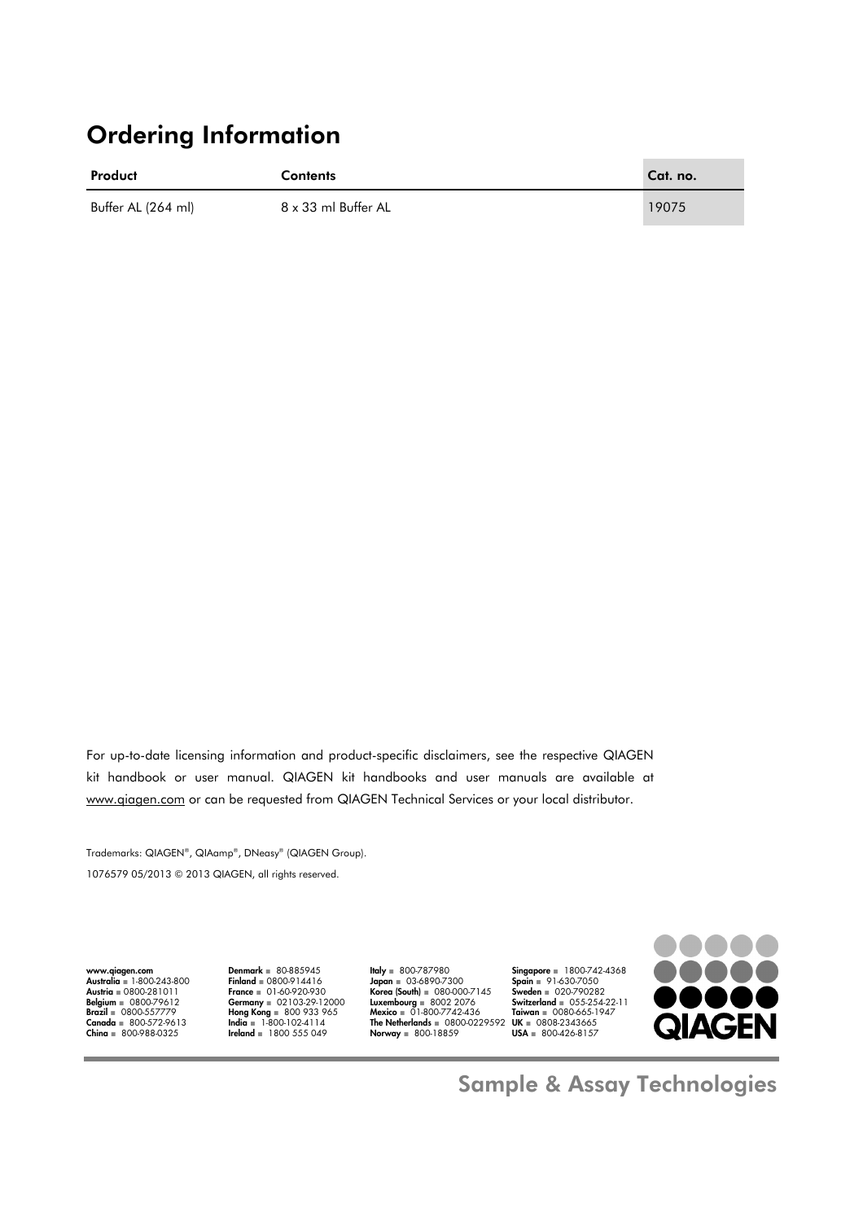# Ordering Information

| Product | Contents | Cat. no. |
|---|---|---|
| Buffer AL (264 ml) | 8 x 33 ml Buffer AL | 19075 |

For up-to-date licensing information and product-specific disclaimers, see the respective QIAGEN kit handbook or user manual. QIAGEN kit handbooks and user manuals are available at www.qiagen.com or can be requested from QIAGEN Technical Services or your local distributor.

Trademarks: QIAGEN®, QIAamp®, DNeasy® (QIAGEN Group).

1076579 05/2013 © 2013 QIAGEN, all rights reserved.

**www.qiagen.com**
**Australia** ■ 1-800-243-800
**Austria** ■ 0800-281011
**Belgium** ■ 0800-79612
**Brazil** ■ 0800-557779
**Canada** ■ 800-572-9613
**China** ■ 800-988-0325
**Denmark** ■ 80-885945
**Finland** ■ 0800-914416
**France** ■ 01-60-920-930
**Germany** ■ 02103-29-12000
**Hong Kong** ■ 800 933 965
**India** ■ 1-800-102-4114
**Ireland** ■ 1800 555 049
**Italy** ■ 800-787980
**Japan** ■ 03-6890-7300
**Korea (South)** ■ 080-000-7145
**Luxembourg** ■ 8002 2076
**Mexico** ■ 01-800-7742-436
**The Netherlands** ■ 0800-0229592
**Norway** ■ 800-18859
**Singapore** ■ 1800-742-4368
**Spain** ■ 91-630-7050
**Sweden** ■ 020-790282
**Switzerland** ■ 055-254-22-11
**Taiwan** ■ 0080-665-1947
**UK** ■ 0808-2343665
**USA** ■ 800-426-8157

QIAGEN

Sample & Assay Technologies